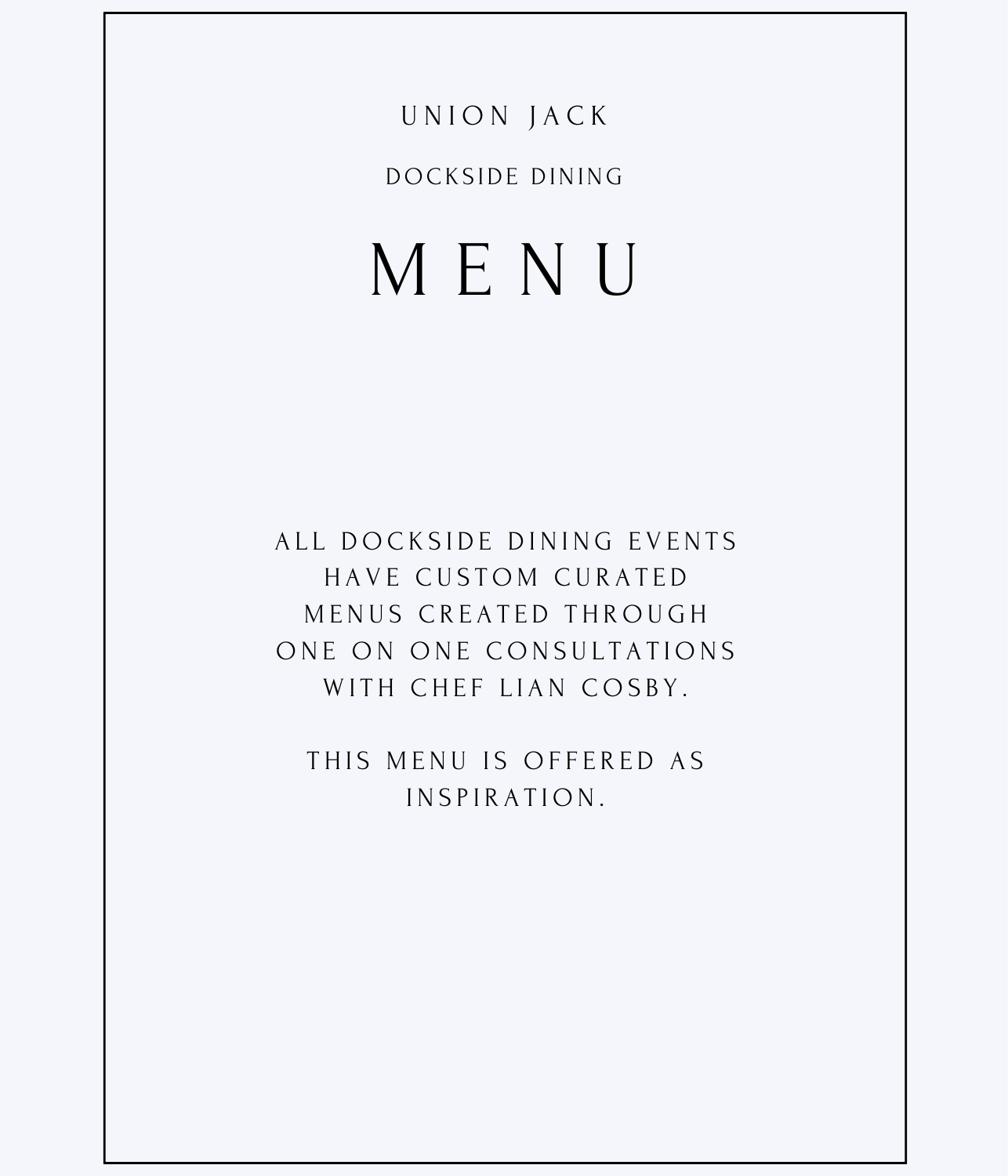UNION JACK

DOCKSIDE DINING

# MENU

ALL DOCKSIDE DINING EVENTS HAVE CUSTOM CURATED MENUS CREATED THROUGH ONE ON ONE CONSULTATIONS WITH CHEF LIAN COSBY.

THIS MENU IS OFFERED AS INSPIRATION.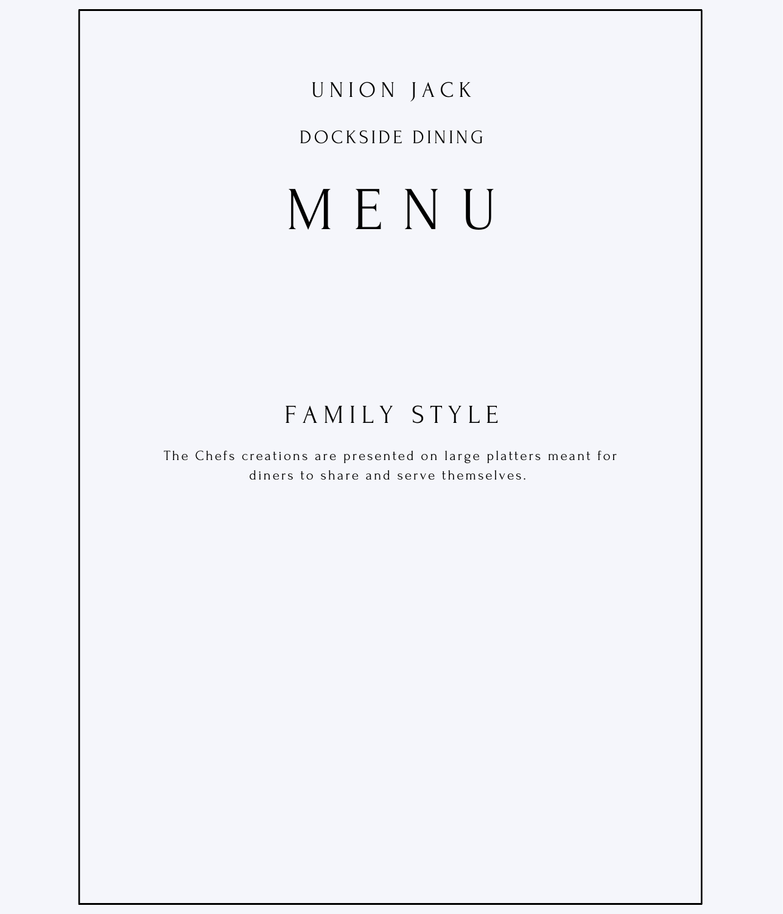# UNION JACK

## DOCKSIDE DINING

# MENU

## FAMILY STYLE

The Chefs creations are presented on large platters meant for diners to share and serve themselves.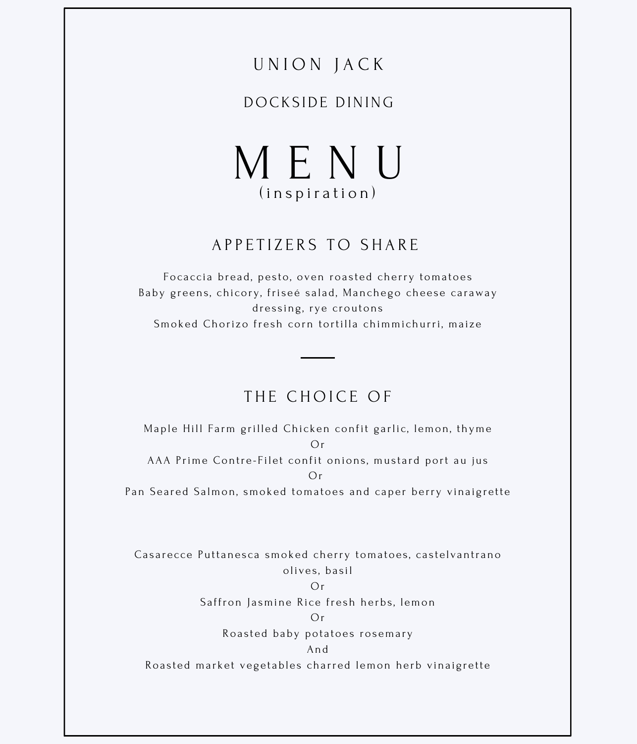# UNION JACK

## DOCKSIDE DINING

# MENU

(inspiration)

## APPETIZERS TO SHARE

Focaccia bread, pesto, oven roasted cherry tomatoes
Baby greens, chicory, friseé salad, Manchego cheese caraway dressing, rye croutons
Smoked Chorizo fresh corn tortilla chimmichurri, maize

---

## THE CHOICE OF

Maple Hill Farm grilled Chicken confit garlic, lemon, thyme
Or
AAA Prime Contre-Filet confit onions, mustard port au jus
Or
Pan Seared Salmon, smoked tomatoes and caper berry vinaigrette

Casarecce Puttanesca smoked cherry tomatoes, castelvantrano olives, basil
Or
Saffron Jasmine Rice fresh herbs, lemon
Or
Roasted baby potatoes rosemary
And
Roasted market vegetables charred lemon herb vinaigrette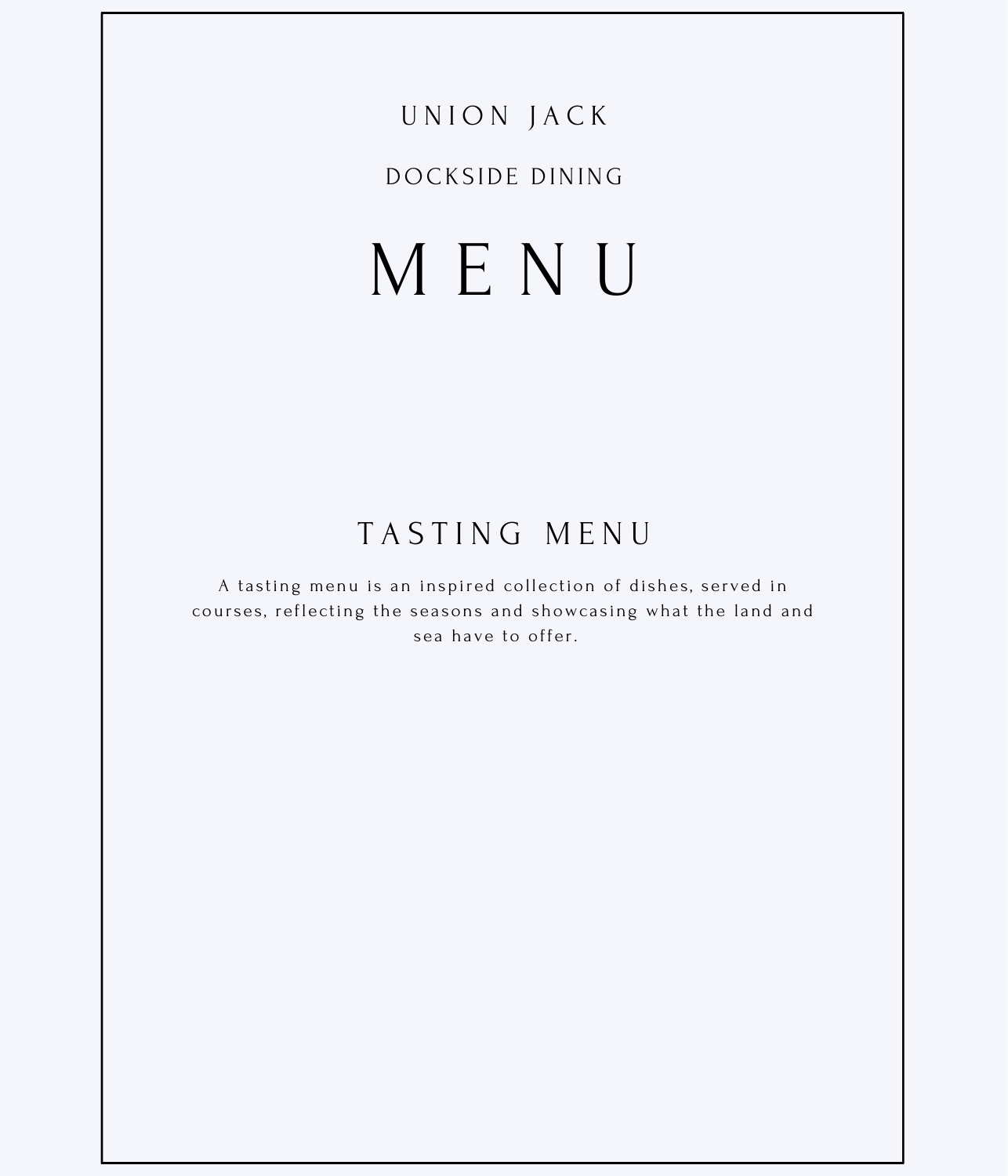UNION JACK

DOCKSIDE DINING

# MENU

## TASTING MENU

A tasting menu is an inspired collection of dishes, served in courses, reflecting the seasons and showcasing what the land and sea have to offer.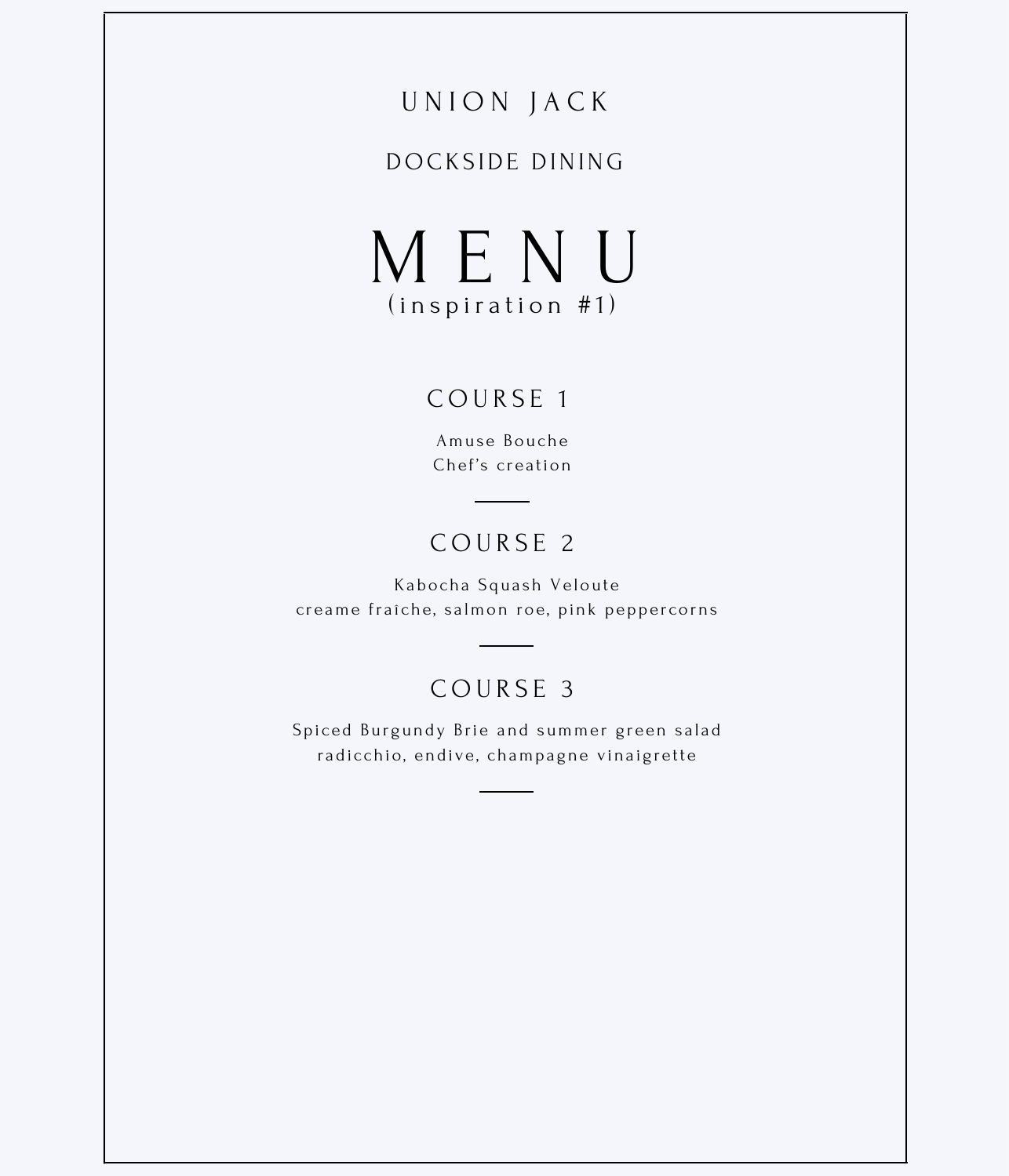# UNION JACK

## DOCKSIDE DINING

# MENU

(inspiration #1)

## COURSE 1

Amuse Bouche
Chef's creation

---

## COURSE 2

Kabocha Squash Veloute
creame fraiche, salmon roe, pink peppercorns

---

## COURSE 3

Spiced Burgundy Brie and summer green salad
radicchio, endive, champagne vinaigrette

---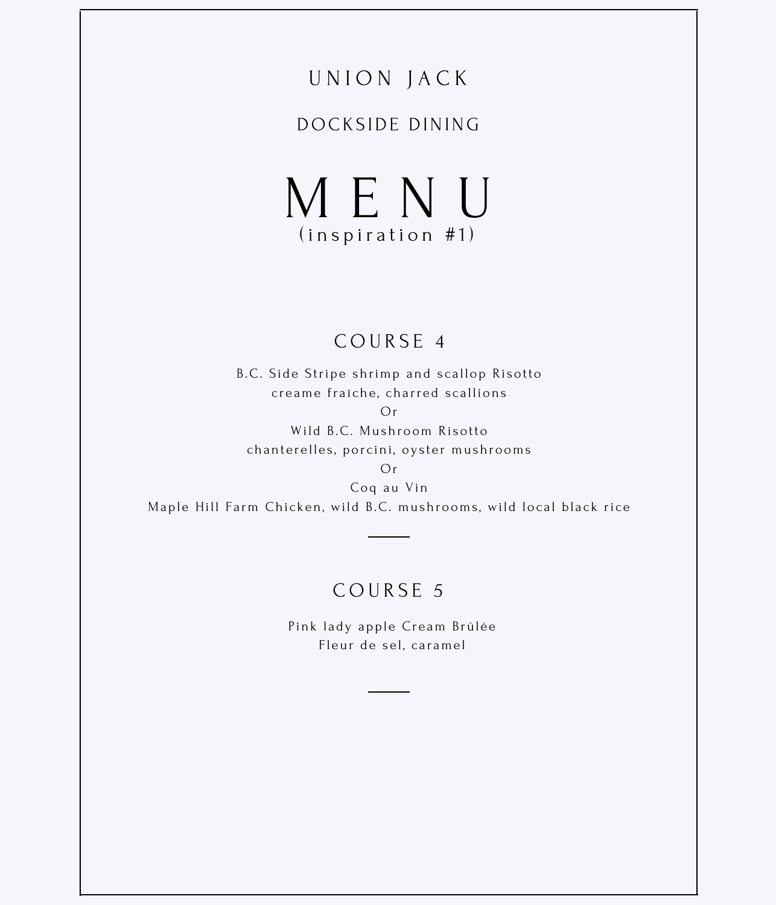# UNION JACK

## DOCKSIDE DINING

# MENU

(inspiration #1)

## COURSE 4

B.C. Side Stripe shrimp and scallop Risotto
creame fraîche, charred scallions
Or
Wild B.C. Mushroom Risotto
chanterelles, porcini, oyster mushrooms
Or
Coq au Vin
Maple Hill Farm Chicken, wild B.C. mushrooms, wild local black rice

---

## COURSE 5

Pink lady apple Cream Brûlée
Fleur de sel, caramel

---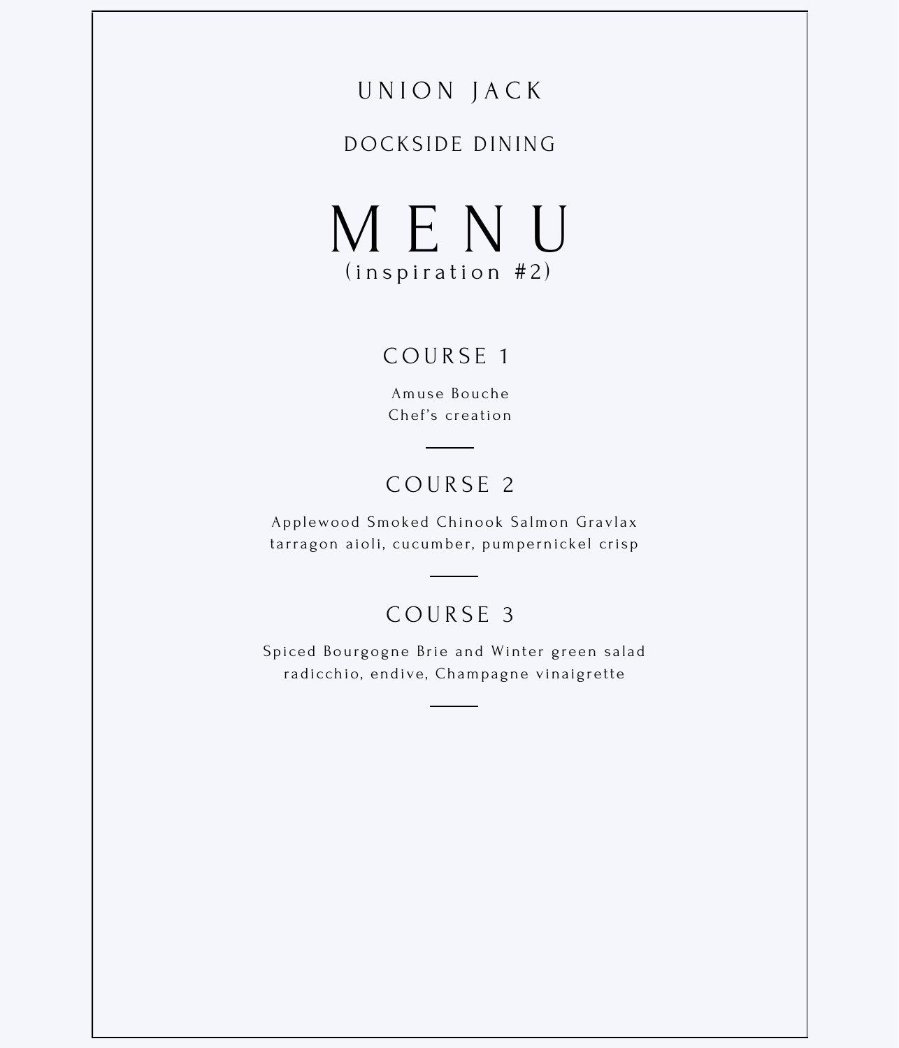UNION JACK

DOCKSIDE DINING

# MENU

(inspiration #2)

## COURSE 1

Amuse Bouche
Chef's creation

---

## COURSE 2

Applewood Smoked Chinook Salmon Gravlax
tarragon aioli, cucumber, pumpernickel crisp

---

## COURSE 3

Spiced Bourgogne Brie and Winter green salad
radicchio, endive, Champagne vinaigrette

---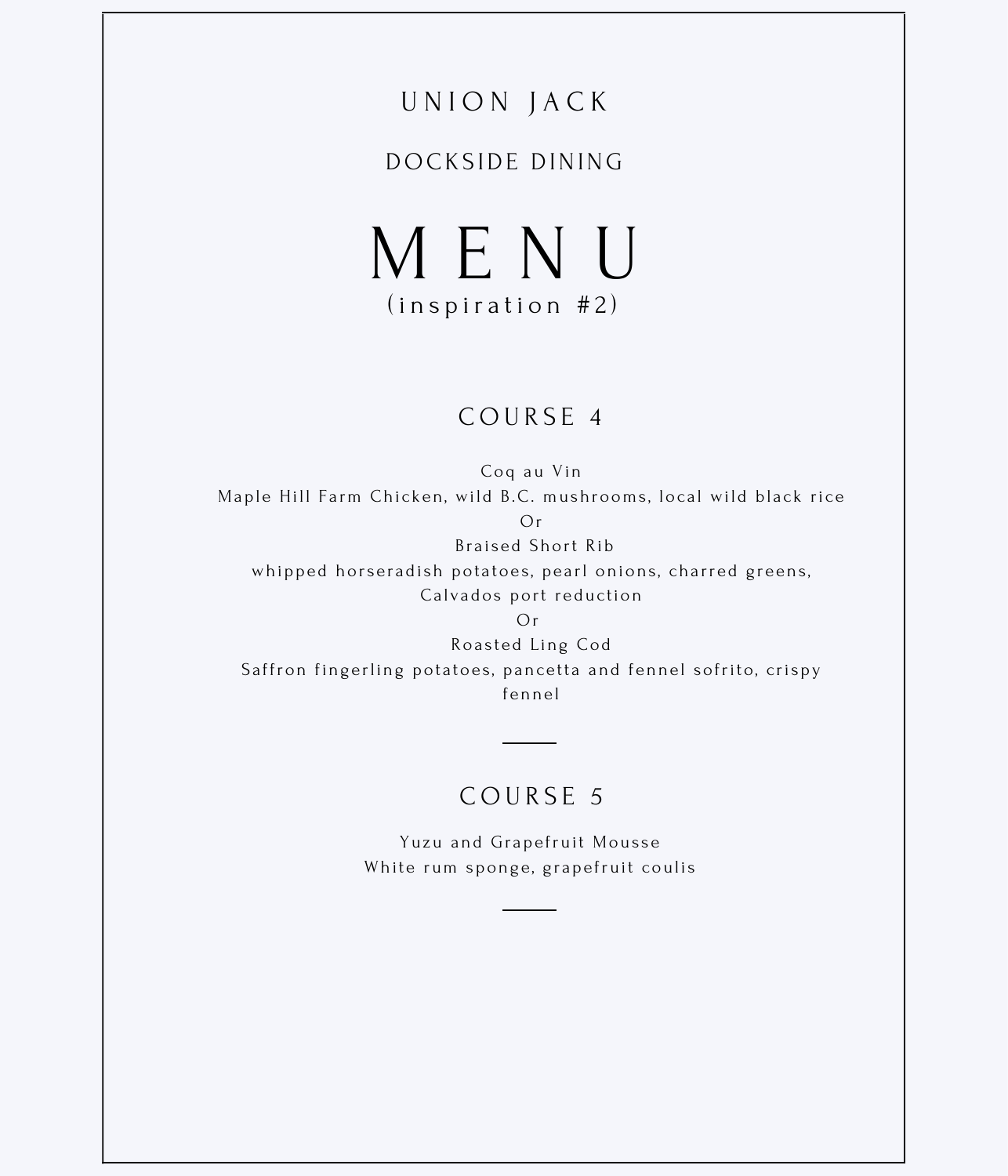# UNION JACK

## DOCKSIDE DINING

# MENU

(inspiration #2)

## COURSE 4

Coq au Vin
Maple Hill Farm Chicken, wild B.C. mushrooms, local wild black rice
Or
Braised Short Rib
whipped horseradish potatoes, pearl onions, charred greens, Calvados port reduction
Or
Roasted Ling Cod
Saffron fingerling potatoes, pancetta and fennel sofrito, crispy fennel

---

## COURSE 5

Yuzu and Grapefruit Mousse
White rum sponge, grapefruit coulis

---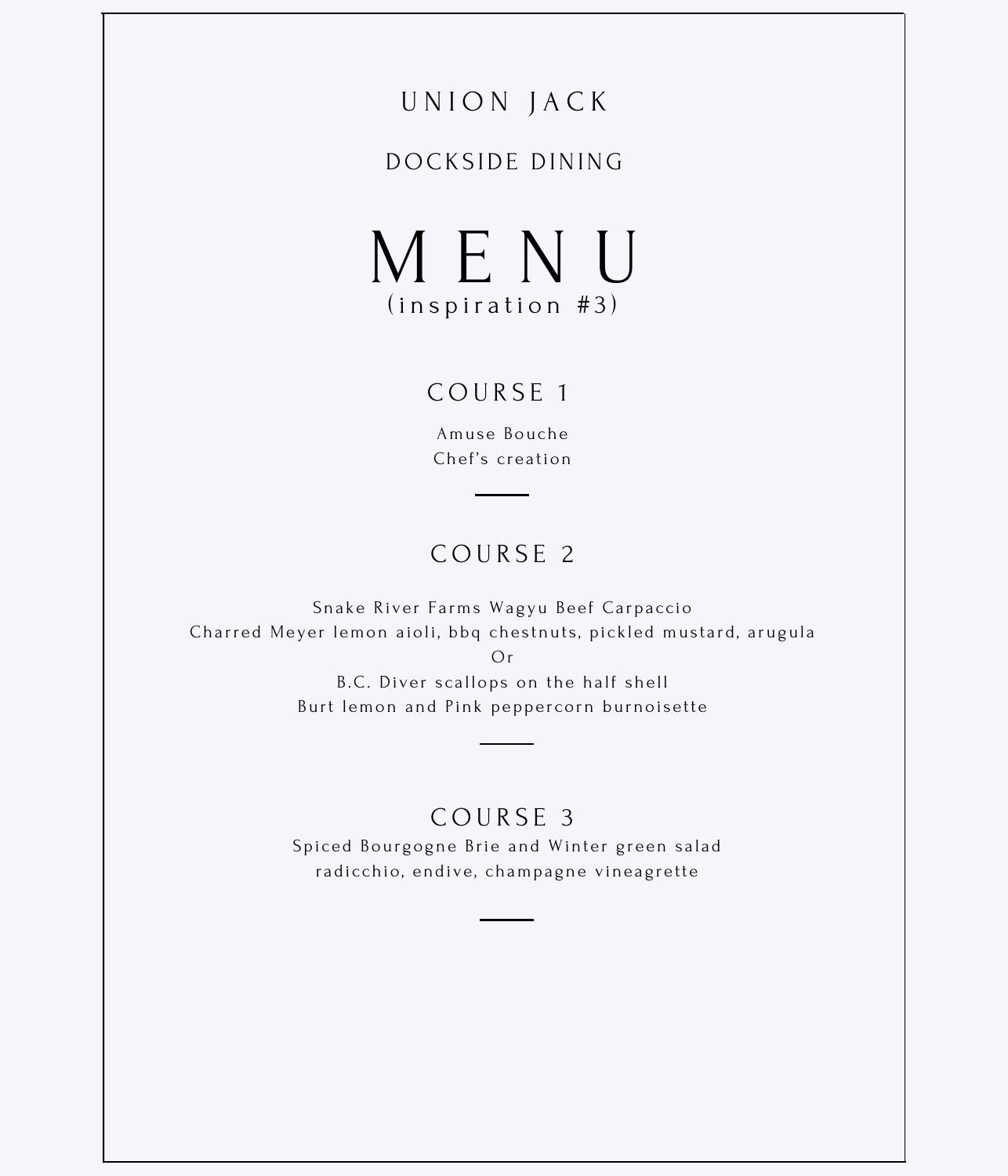UNION JACK

DOCKSIDE DINING

# MENU

(inspiration #3)

## COURSE 1

Amuse Bouche
Chef's creation

---

## COURSE 2

Snake River Farms Wagyu Beef Carpaccio
Charred Meyer lemon aioli, bbq chestnuts, pickled mustard, arugula
Or
B.C. Diver scallops on the half shell
Burt lemon and Pink peppercorn burnoisette

---

## COURSE 3

Spiced Bourgogne Brie and Winter green salad
radicchio, endive, champagne vineagrette

---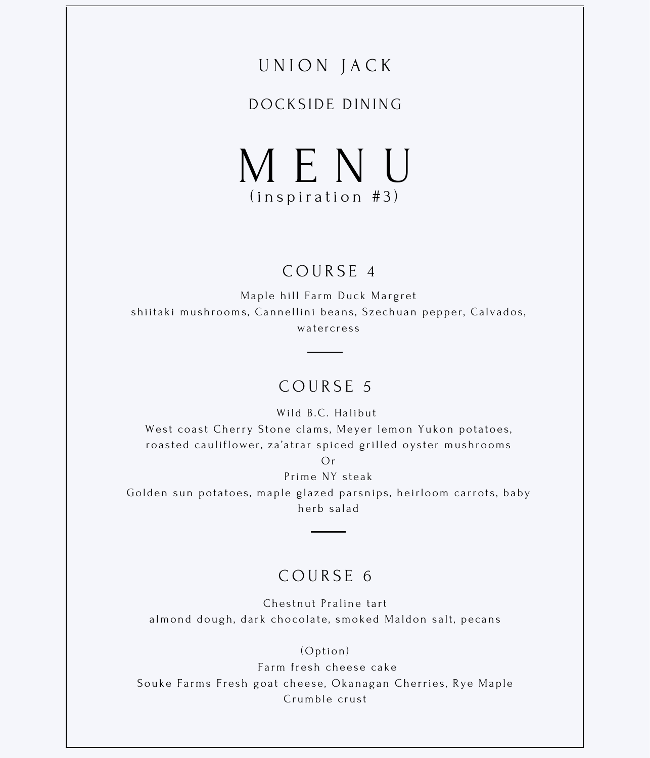# UNION JACK

## DOCKSIDE DINING

# MENU

(inspiration #3)

## COURSE 4

Maple hill Farm Duck Margret
shiitaki mushrooms, Cannellini beans, Szechuan pepper, Calvados, watercress

---

## COURSE 5

Wild B.C. Halibut
West coast Cherry Stone clams, Meyer lemon Yukon potatoes, roasted cauliflower, za'atrar spiced grilled oyster mushrooms
Or
Prime NY steak
Golden sun potatoes, maple glazed parsnips, heirloom carrots, baby herb salad

---

## COURSE 6

Chestnut Praline tart
almond dough, dark chocolate, smoked Maldon salt, pecans

(Option)
Farm fresh cheese cake
Souke Farms Fresh goat cheese, Okanagan Cherries, Rye Maple Crumble crust